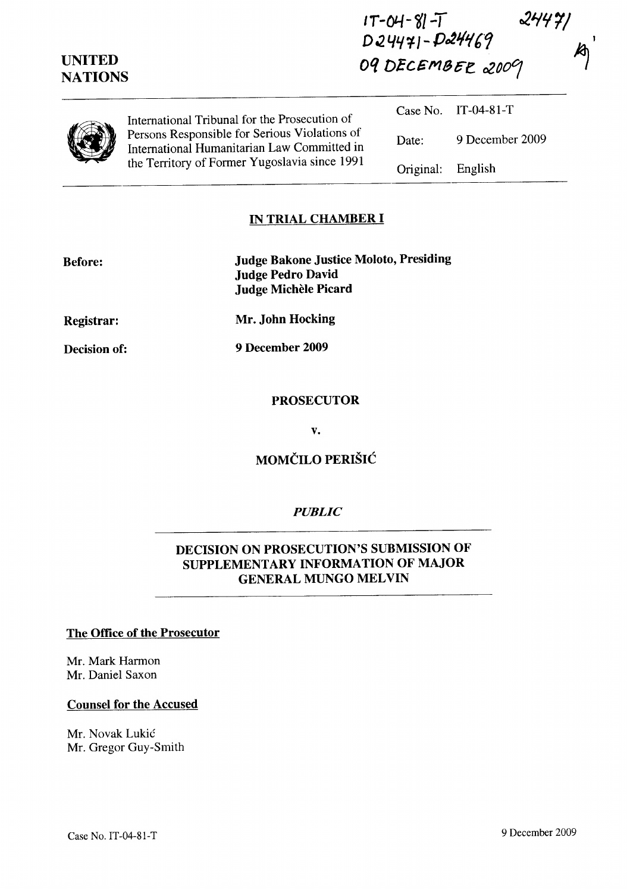IT-04-81-T 24471
D24471-D24469
09 DECEMBER 2009

UNITED NATIONS

International Tribunal for the Prosecution of Persons Responsible for Serious Violations of International Humanitarian Law Committed in the Territory of Former Yugoslavia since 1991

| | |
|---|---|
| Case No. | IT-04-81-T |
| Date: | 9 December 2009 |
| Original: | English |

## IN TRIAL CHAMBER I

**Before:** **Judge Bakone Justice Moloto, Presiding**
**Judge Pedro David**
**Judge Michèle Picard**

**Registrar:** **Mr. John Hocking**

**Decision of:** **9 December 2009**

**PROSECUTOR**

**v.**

**MOMČILO PERIŠIĆ**

***PUBLIC***

## DECISION ON PROSECUTION'S SUBMISSION OF SUPPLEMENTARY INFORMATION OF MAJOR GENERAL MUNGO MELVIN

**The Office of the Prosecutor**

Mr. Mark Harmon
Mr. Daniel Saxon

**Counsel for the Accused**

Mr. Novak Lukić
Mr. Gregor Guy-Smith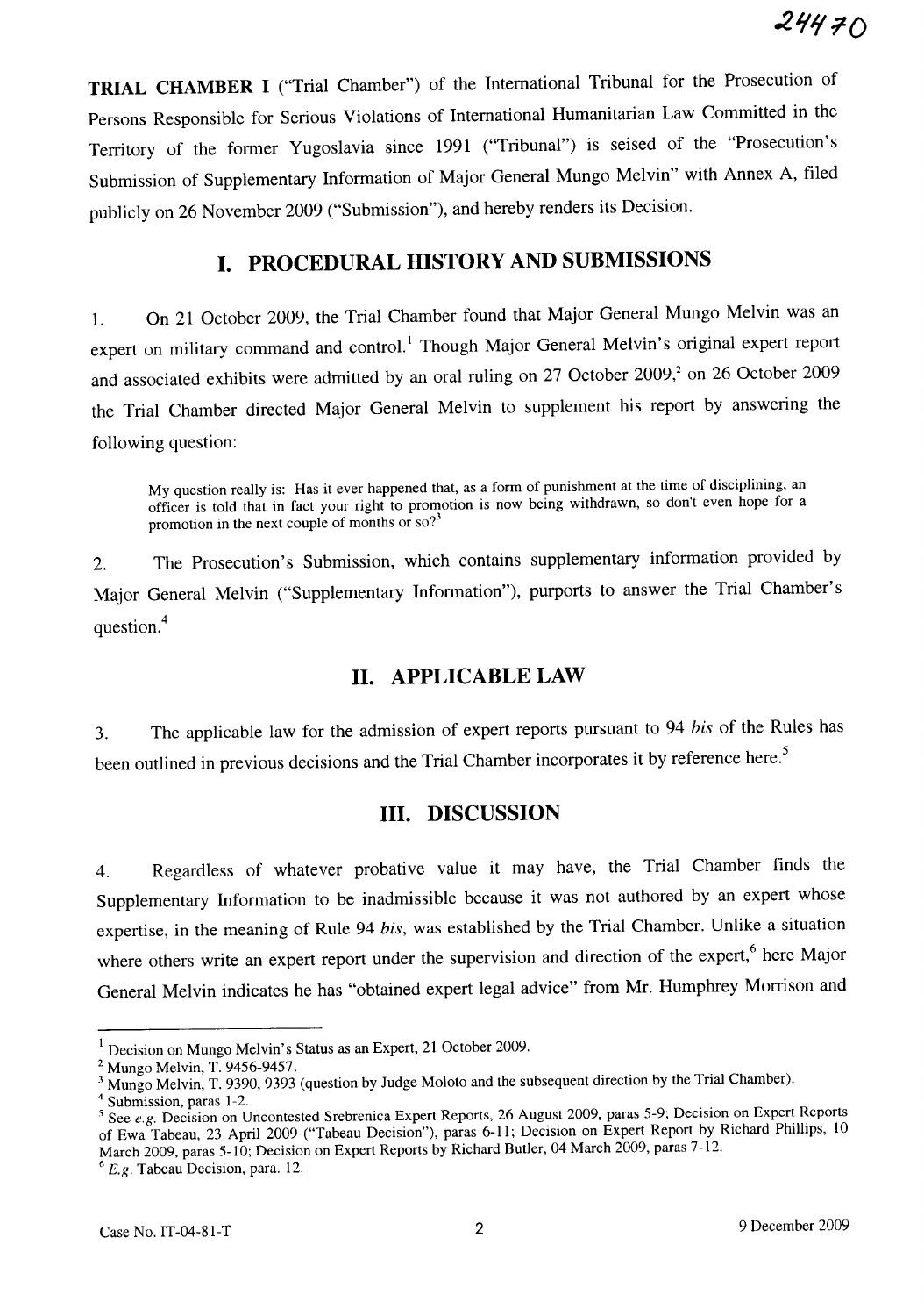**TRIAL CHAMBER I** ("Trial Chamber") of the International Tribunal for the Prosecution of Persons Responsible for Serious Violations of International Humanitarian Law Committed in the Territory of the former Yugoslavia since 1991 ("Tribunal") is seised of the "Prosecution's Submission of Supplementary Information of Major General Mungo Melvin" with Annex A, filed publicly on 26 November 2009 ("Submission"), and hereby renders its Decision.

## I. PROCEDURAL HISTORY AND SUBMISSIONS

1. On 21 October 2009, the Trial Chamber found that Major General Mungo Melvin was an expert on military command and control.[1] Though Major General Melvin's original expert report and associated exhibits were admitted by an oral ruling on 27 October 2009,[2] on 26 October 2009 the Trial Chamber directed Major General Melvin to supplement his report by answering the following question:

> My question really is: Has it ever happened that, as a form of punishment at the time of disciplining, an officer is told that in fact your right to promotion is now being withdrawn, so don't even hope for a promotion in the next couple of months or so?[3]

2. The Prosecution's Submission, which contains supplementary information provided by Major General Melvin ("Supplementary Information"), purports to answer the Trial Chamber's question.[4]

## II. APPLICABLE LAW

3. The applicable law for the admission of expert reports pursuant to 94 *bis* of the Rules has been outlined in previous decisions and the Trial Chamber incorporates it by reference here.[5]

## III. DISCUSSION

4. Regardless of whatever probative value it may have, the Trial Chamber finds the Supplementary Information to be inadmissible because it was not authored by an expert whose expertise, in the meaning of Rule 94 *bis*, was established by the Trial Chamber. Unlike a situation where others write an expert report under the supervision and direction of the expert,[6] here Major General Melvin indicates he has "obtained expert legal advice" from Mr. Humphrey Morrison and

---

[1] Decision on Mungo Melvin's Status as an Expert, 21 October 2009.

[2] Mungo Melvin, T. 9456-9457.

[3] Mungo Melvin, T. 9390, 9393 (question by Judge Moloto and the subsequent direction by the Trial Chamber).

[4] Submission, paras 1-2.

[5] See *e.g.* Decision on Uncontested Srebrenica Expert Reports, 26 August 2009, paras 5-9; Decision on Expert Reports of Ewa Tabeau, 23 April 2009 ("Tabeau Decision"), paras 6-11; Decision on Expert Report by Richard Phillips, 10 March 2009, paras 5-10; Decision on Expert Reports by Richard Butler, 04 March 2009, paras 7-12.

[6] *E.g.* Tabeau Decision, para. 12.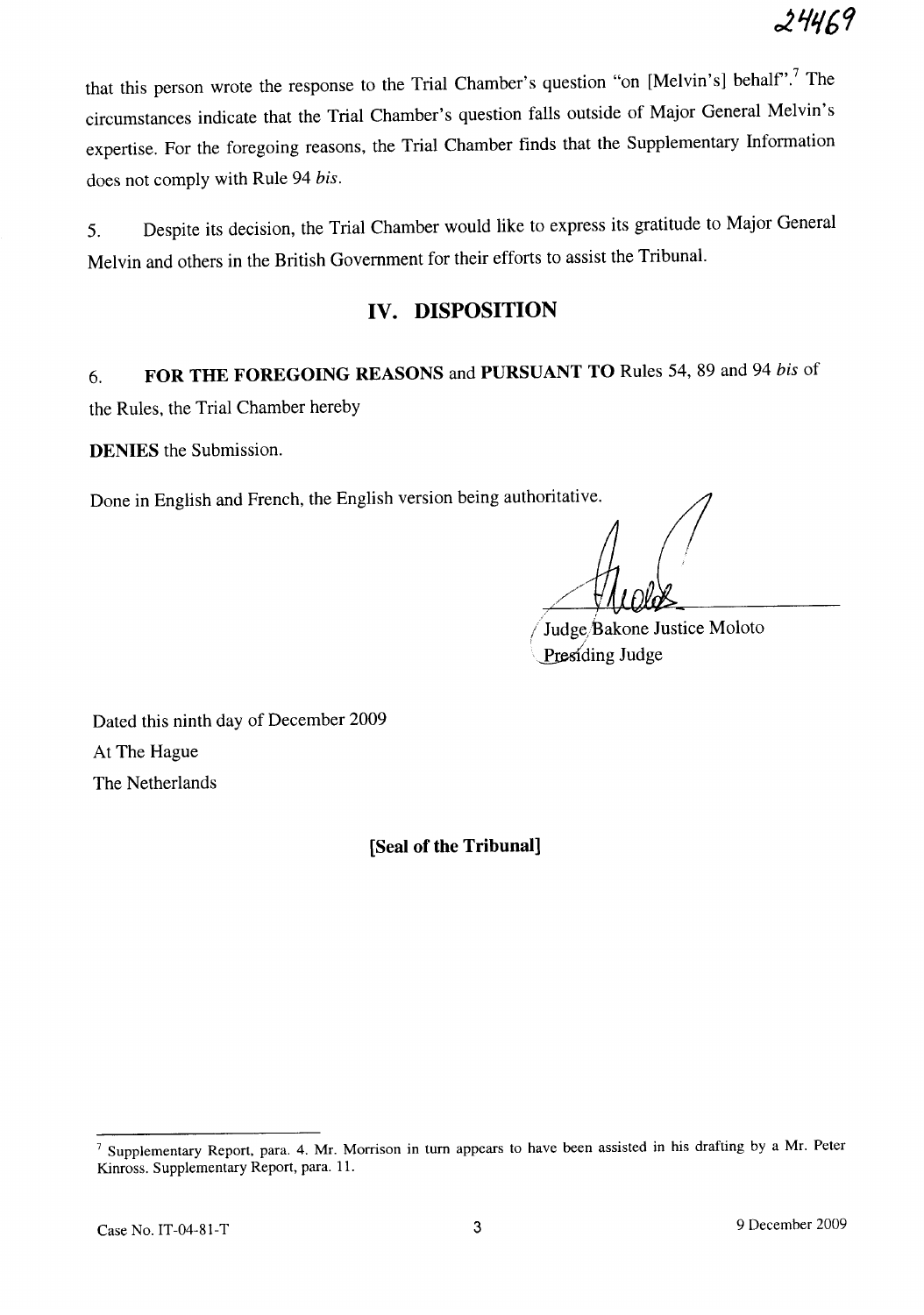that this person wrote the response to the Trial Chamber's question "on [Melvin's] behalf".[7] The circumstances indicate that the Trial Chamber's question falls outside of Major General Melvin's expertise. For the foregoing reasons, the Trial Chamber finds that the Supplementary Information does not comply with Rule 94 *bis*.

5. Despite its decision, the Trial Chamber would like to express its gratitude to Major General Melvin and others in the British Government for their efforts to assist the Tribunal.

## IV. DISPOSITION

6. **FOR THE FOREGOING REASONS** and **PURSUANT TO** Rules 54, 89 and 94 *bis* of the Rules, the Trial Chamber hereby

**DENIES** the Submission.

Done in English and French, the English version being authoritative.

Judge Bakone Justice Moloto
Presiding Judge

Dated this ninth day of December 2009
At The Hague
The Netherlands

**[Seal of the Tribunal]**

---

[7] Supplementary Report, para. 4. Mr. Morrison in turn appears to have been assisted in his drafting by a Mr. Peter Kinross. Supplementary Report, para. 11.

Case No. IT-04-81-T 9 December 2009